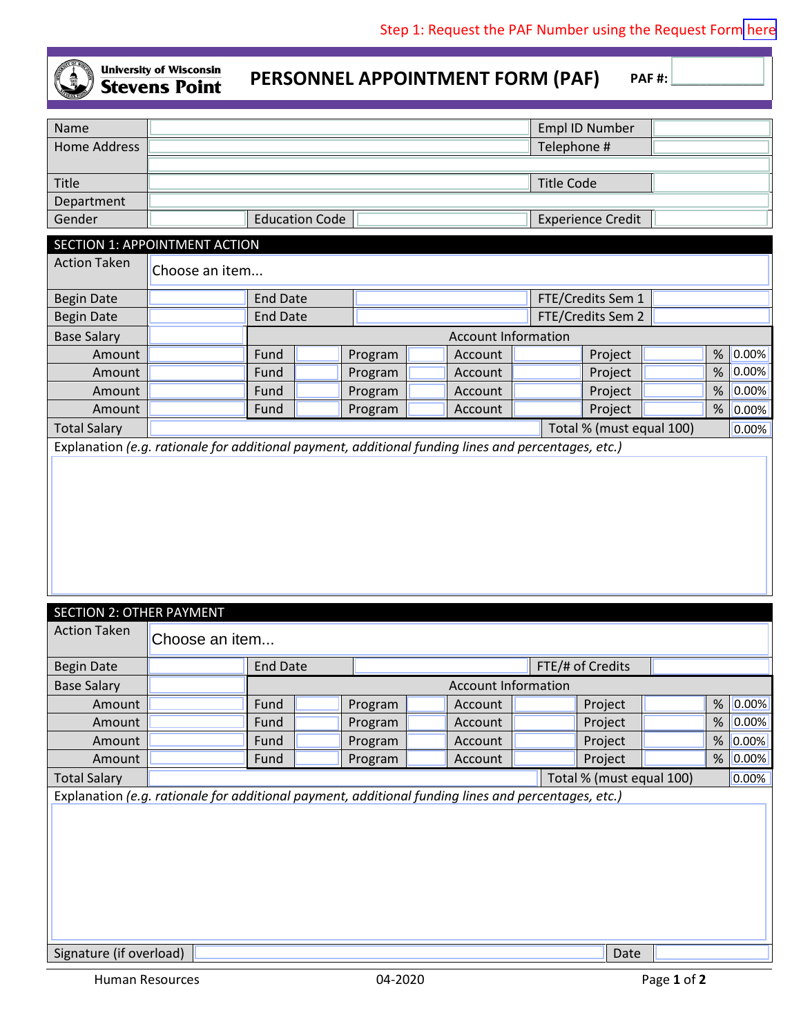Step 1: Request the PAF Number using the Request Form here

University of Wisconsin Stevens Point

# PERSONNEL APPOINTMENT FORM (PAF)

PAF #:

| | | | |
|---|---|---|---|
| Name | | Empl ID Number | |
| Home Address | | Telephone # | |
| | | | |
| Title | | Title Code | |
| Department | | | |

| | | | | | |
|---|---|---|---|---|---|
| Gender | | Education Code | | Experience Credit | |

## SECTION 1: APPOINTMENT ACTION

| | |
|---|---|
| Action Taken | Choose an item... |

| | | | | | |
|---|---|---|---|---|---|
| Begin Date | | End Date | | FTE/Credits Sem 1 | |
| Begin Date | | End Date | | FTE/Credits Sem 2 | |

| | | Account Information | | | | | | | | | |
|---|---|---|---|---|---|---|---|---|---|---|---|
| Base Salary | | | | | | | | | | | |
| Amount | | Fund | | Program | | Account | | Project | | % | 0.00% |
| Amount | | Fund | | Program | | Account | | Project | | % | 0.00% |
| Amount | | Fund | | Program | | Account | | Project | | % | 0.00% |
| Amount | | Fund | | Program | | Account | | Project | | % | 0.00% |
| Total Salary | | | | | | | | Total % (must equal 100) | | | 0.00% |

Explanation *(e.g. rationale for additional payment, additional funding lines and percentages, etc.)*

## SECTION 2: OTHER PAYMENT

| | |
|---|---|
| Action Taken | Choose an item... |

| | | | | | |
|---|---|---|---|---|---|
| Begin Date | | End Date | | FTE/# of Credits | |

| | | Account Information | | | | | | | | | |
|---|---|---|---|---|---|---|---|---|---|---|---|
| Base Salary | | | | | | | | | | | |
| Amount | | Fund | | Program | | Account | | Project | | % | 0.00% |
| Amount | | Fund | | Program | | Account | | Project | | % | 0.00% |
| Amount | | Fund | | Program | | Account | | Project | | % | 0.00% |
| Amount | | Fund | | Program | | Account | | Project | | % | 0.00% |
| Total Salary | | | | | | | | Total % (must equal 100) | | | 0.00% |

Explanation *(e.g. rationale for additional payment, additional funding lines and percentages, etc.)*

| | | | |
|---|---|---|---|
| Signature (if overload) | | Date | |

Human Resources 04-2020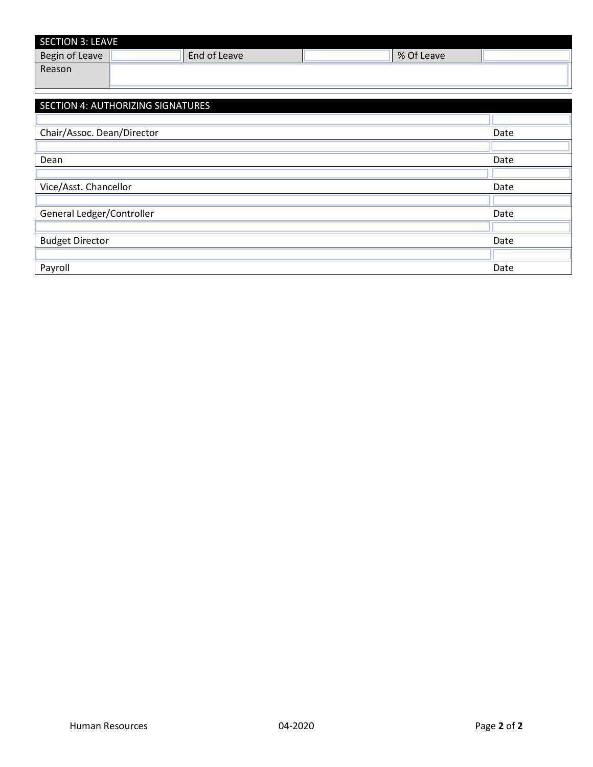## SECTION 3: LEAVE

| | | | | | |
|---|---|---|---|---|---|
| Begin of Leave | | End of Leave | | % Of Leave | |
| Reason | | | | | |

## SECTION 4: AUTHORIZING SIGNATURES

| | |
|---|---|
| | |
| Chair/Assoc. Dean/Director | Date |
| | |
| Dean | Date |
| | |
| Vice/Asst. Chancellor | Date |
| | |
| General Ledger/Controller | Date |
| | |
| Budget Director | Date |
| | |
| Payroll | Date |

Human Resources 04-2020